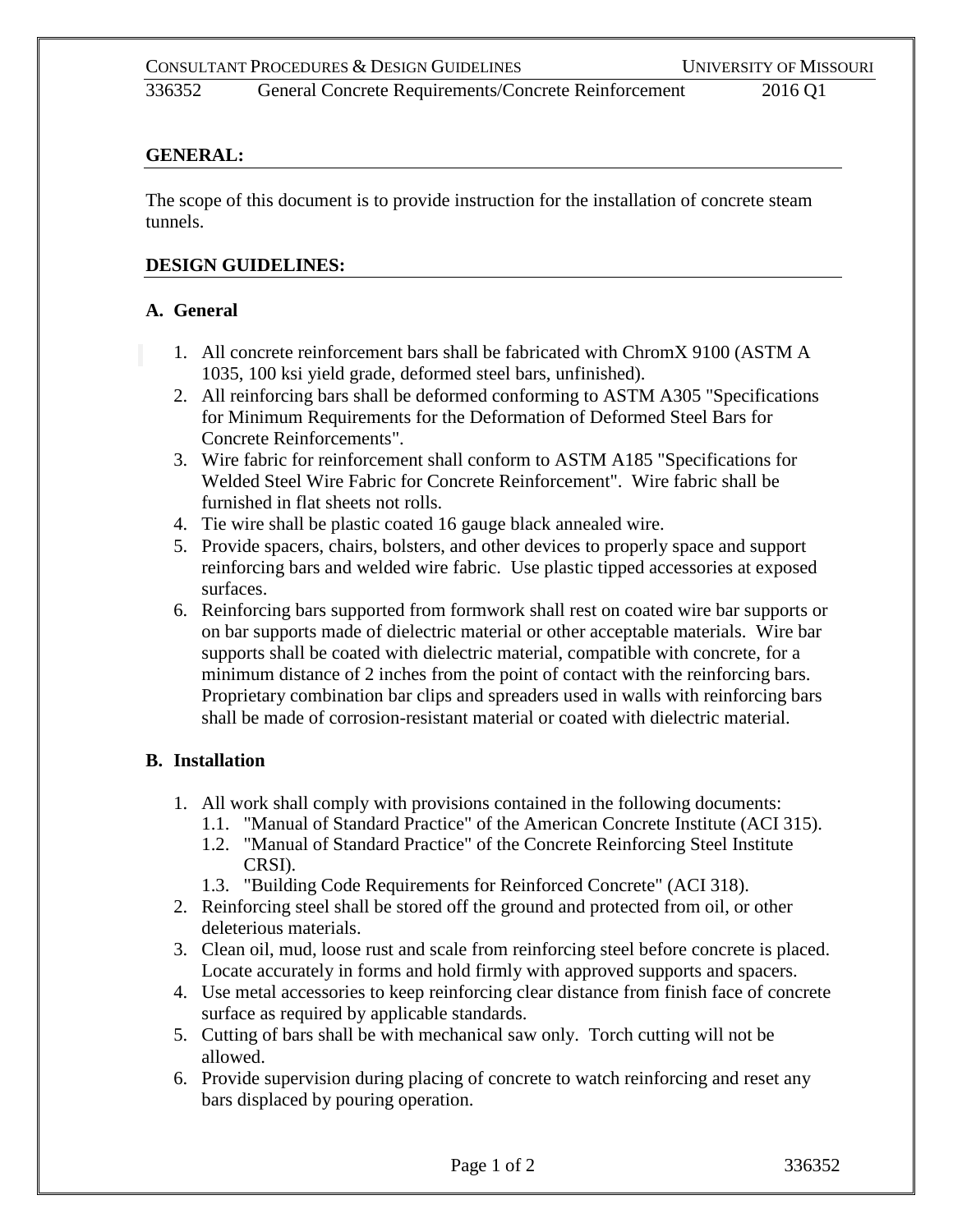## GENERAL:

The scope of this document is to provide instruction for the installation of concrete steam tunnels.

## DESIGN GUIDELINES:

### A. General

1. All concrete reinforcement bars shall be fabricated with ChromX 9100 (ASTM A 1035, 100 ksi yield grade, deformed steel bars, unfinished).
2. All reinforcing bars shall be deformed conforming to ASTM A305 "Specifications for Minimum Requirements for the Deformation of Deformed Steel Bars for Concrete Reinforcements".
3. Wire fabric for reinforcement shall conform to ASTM A185 "Specifications for Welded Steel Wire Fabric for Concrete Reinforcement". Wire fabric shall be furnished in flat sheets not rolls.
4. Tie wire shall be plastic coated 16 gauge black annealed wire.
5. Provide spacers, chairs, bolsters, and other devices to properly space and support reinforcing bars and welded wire fabric. Use plastic tipped accessories at exposed surfaces.
6. Reinforcing bars supported from formwork shall rest on coated wire bar supports or on bar supports made of dielectric material or other acceptable materials. Wire bar supports shall be coated with dielectric material, compatible with concrete, for a minimum distance of 2 inches from the point of contact with the reinforcing bars. Proprietary combination bar clips and spreaders used in walls with reinforcing bars shall be made of corrosion-resistant material or coated with dielectric material.

### B. Installation

1. All work shall comply with provisions contained in the following documents:
   - 1.1. "Manual of Standard Practice" of the American Concrete Institute (ACI 315).
   - 1.2. "Manual of Standard Practice" of the Concrete Reinforcing Steel Institute CRSI).
   - 1.3. "Building Code Requirements for Reinforced Concrete" (ACI 318).
2. Reinforcing steel shall be stored off the ground and protected from oil, or other deleterious materials.
3. Clean oil, mud, loose rust and scale from reinforcing steel before concrete is placed. Locate accurately in forms and hold firmly with approved supports and spacers.
4. Use metal accessories to keep reinforcing clear distance from finish face of concrete surface as required by applicable standards.
5. Cutting of bars shall be with mechanical saw only. Torch cutting will not be allowed.
6. Provide supervision during placing of concrete to watch reinforcing and reset any bars displaced by pouring operation.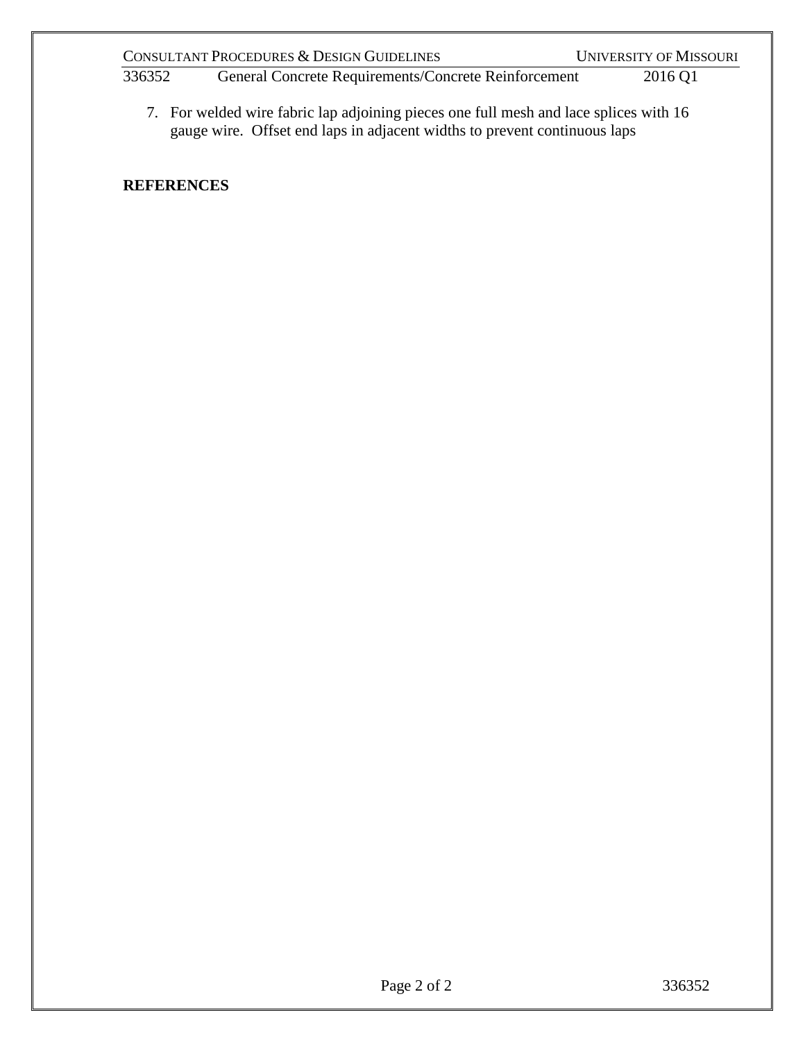7. For welded wire fabric lap adjoining pieces one full mesh and lace splices with 16 gauge wire. Offset end laps in adjacent widths to prevent continuous laps

**REFERENCES**